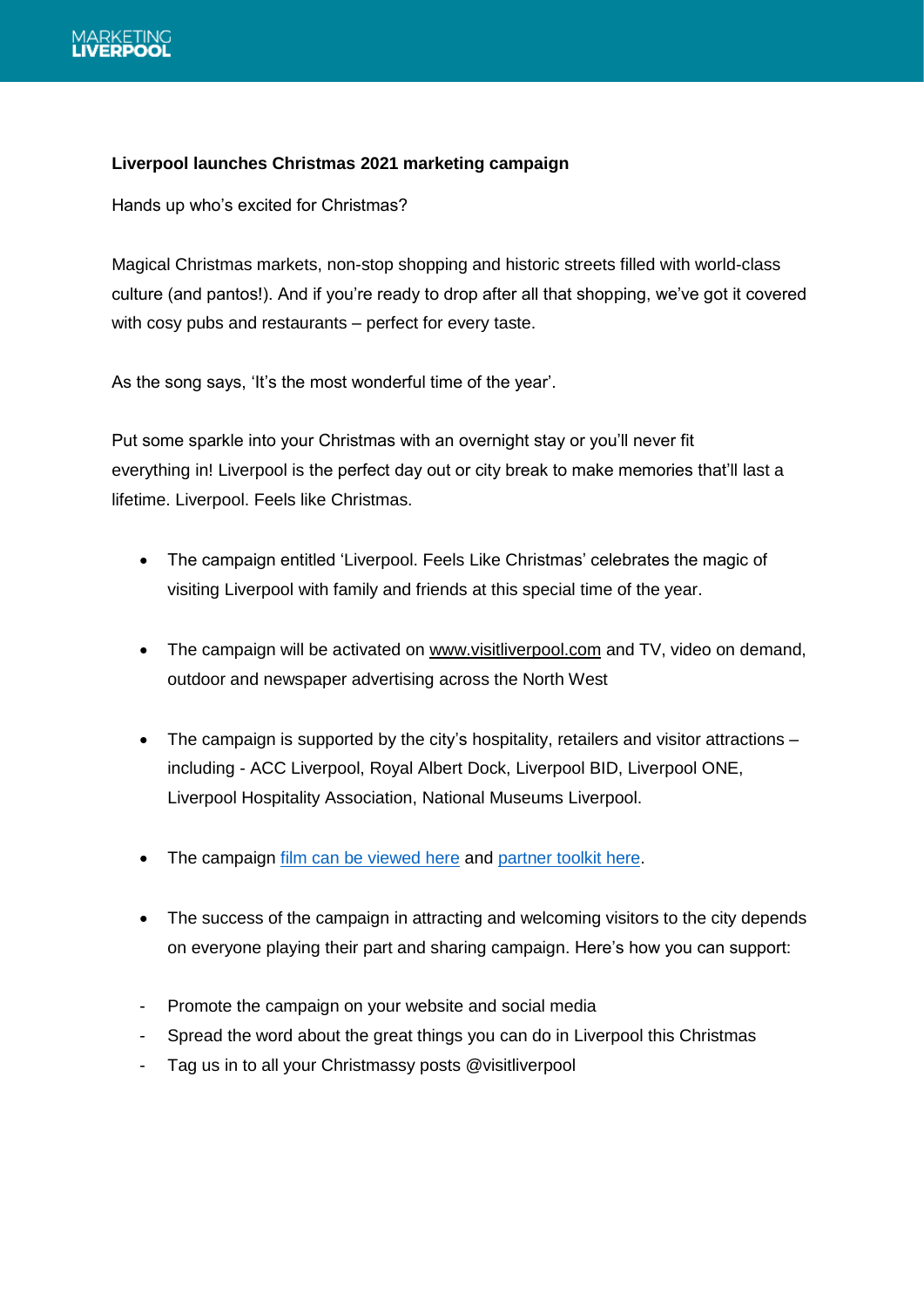**Liverpool launches Christmas 2021 marketing campaign**

Hands up who's excited for Christmas?

Magical Christmas markets, non-stop shopping and historic streets filled with world-class culture (and pantos!). And if you're ready to drop after all that shopping, we've got it covered with cosy pubs and restaurants – perfect for every taste.

As the song says, 'It's the most wonderful time of the year'.

Put some sparkle into your Christmas with an overnight stay or you'll never fit everything in! Liverpool is the perfect day out or city break to make memories that'll last a lifetime. Liverpool. Feels like Christmas.

- The campaign entitled 'Liverpool. Feels Like Christmas' celebrates the magic of visiting Liverpool with family and friends at this special time of the year.

- The campaign will be activated on www.visitliverpool.com and TV, video on demand, outdoor and newspaper advertising across the North West

- The campaign is supported by the city's hospitality, retailers and visitor attractions – including - ACC Liverpool, Royal Albert Dock, Liverpool BID, Liverpool ONE, Liverpool Hospitality Association, National Museums Liverpool.

- The campaign film can be viewed here and partner toolkit here.

- The success of the campaign in attracting and welcoming visitors to the city depends on everyone playing their part and sharing campaign. Here's how you can support:

- Promote the campaign on your website and social media
- Spread the word about the great things you can do in Liverpool this Christmas
- Tag us in to all your Christmassy posts @visitliverpool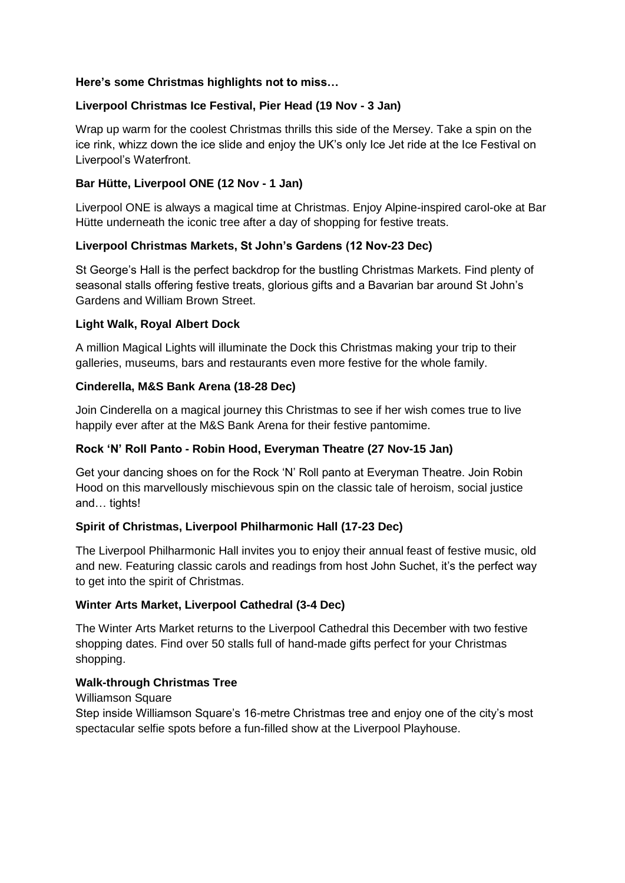**Here's some Christmas highlights not to miss…**

**Liverpool Christmas Ice Festival, Pier Head (19 Nov - 3 Jan)**

Wrap up warm for the coolest Christmas thrills this side of the Mersey. Take a spin on the ice rink, whizz down the ice slide and enjoy the UK's only Ice Jet ride at the Ice Festival on Liverpool's Waterfront.

**Bar Hütte, Liverpool ONE (12 Nov - 1 Jan)**

Liverpool ONE is always a magical time at Christmas. Enjoy Alpine-inspired carol-oke at Bar Hütte underneath the iconic tree after a day of shopping for festive treats.

**Liverpool Christmas Markets, St John's Gardens (12 Nov-23 Dec)**

St George's Hall is the perfect backdrop for the bustling Christmas Markets. Find plenty of seasonal stalls offering festive treats, glorious gifts and a Bavarian bar around St John's Gardens and William Brown Street.

**Light Walk, Royal Albert Dock**

A million Magical Lights will illuminate the Dock this Christmas making your trip to their galleries, museums, bars and restaurants even more festive for the whole family.

**Cinderella, M&S Bank Arena (18-28 Dec)**

Join Cinderella on a magical journey this Christmas to see if her wish comes true to live happily ever after at the M&S Bank Arena for their festive pantomime.

**Rock 'N' Roll Panto - Robin Hood, Everyman Theatre (27 Nov-15 Jan)**

Get your dancing shoes on for the Rock 'N' Roll panto at Everyman Theatre. Join Robin Hood on this marvellously mischievous spin on the classic tale of heroism, social justice and… tights!

**Spirit of Christmas, Liverpool Philharmonic Hall (17-23 Dec)**

The Liverpool Philharmonic Hall invites you to enjoy their annual feast of festive music, old and new. Featuring classic carols and readings from host John Suchet, it's the perfect way to get into the spirit of Christmas.

**Winter Arts Market, Liverpool Cathedral (3-4 Dec)**

The Winter Arts Market returns to the Liverpool Cathedral this December with two festive shopping dates. Find over 50 stalls full of hand-made gifts perfect for your Christmas shopping.

**Walk-through Christmas Tree**

Williamson Square

Step inside Williamson Square's 16-metre Christmas tree and enjoy one of the city's most spectacular selfie spots before a fun-filled show at the Liverpool Playhouse.